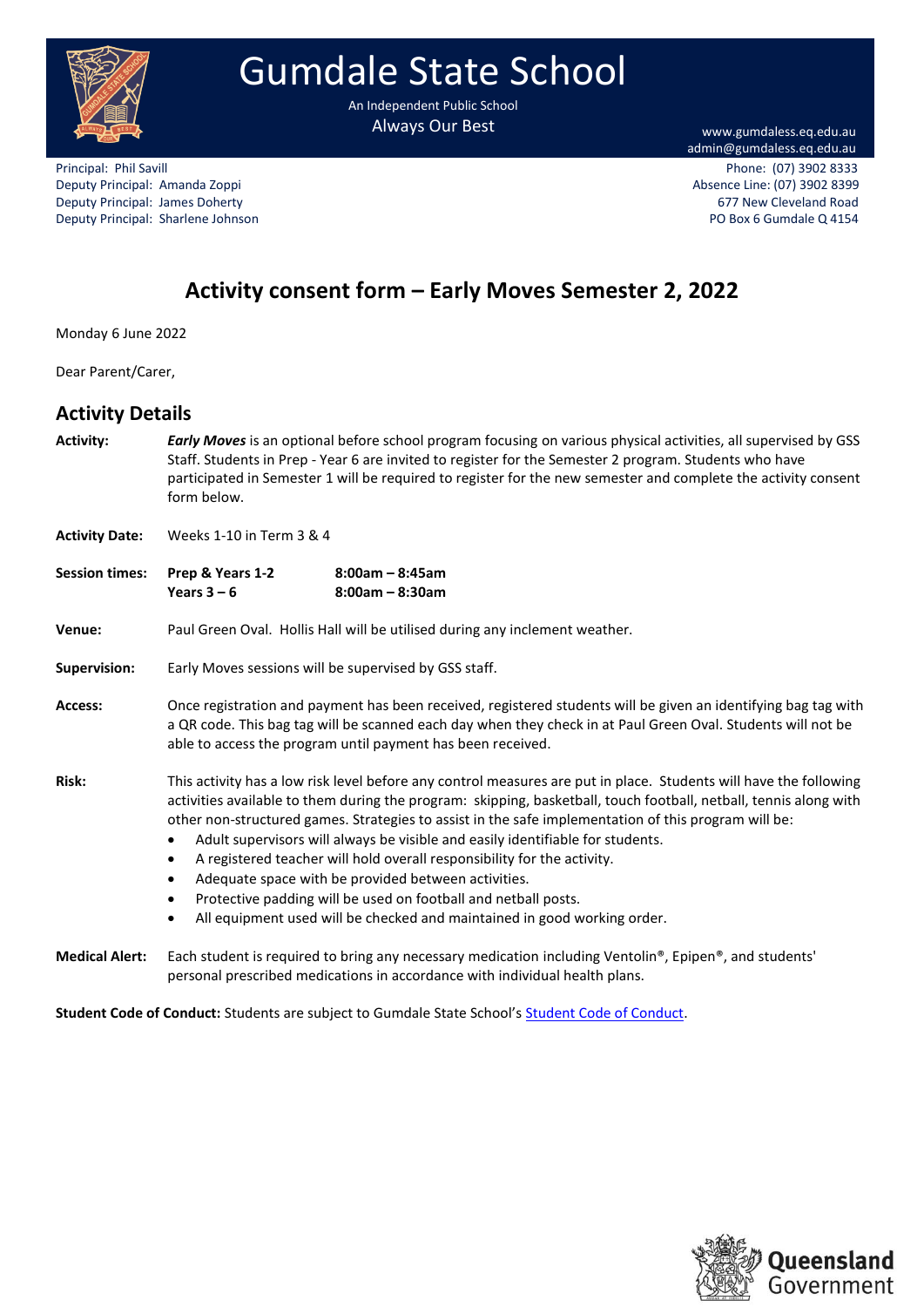# Gumdale State School

An Independent Public School

Always Our Best

www.gumdaless.eq.edu.au
admin@gumdaless.eq.edu.au

Principal: Phil Savill
Deputy Principal: Amanda Zoppi
Deputy Principal: James Doherty
Deputy Principal: Sharlene Johnson

Phone: (07) 3902 8333
Absence Line: (07) 3902 8399
677 New Cleveland Road
PO Box 6 Gumdale Q 4154

## Activity consent form – Early Moves Semester 2, 2022

Monday 6 June 2022

Dear Parent/Carer,

## Activity Details

**Activity:** ***Early Moves*** is an optional before school program focusing on various physical activities, all supervised by GSS Staff. Students in Prep - Year 6 are invited to register for the Semester 2 program. Students who have participated in Semester 1 will be required to register for the new semester and complete the activity consent form below.

**Activity Date:** Weeks 1-10 in Term 3 & 4

**Session times:**

| | |
|---|---|
| **Prep & Years 1-2** | **8:00am – 8:45am** |
| **Years 3 – 6** | **8:00am – 8:30am** |

**Venue:** Paul Green Oval. Hollis Hall will be utilised during any inclement weather.

**Supervision:** Early Moves sessions will be supervised by GSS staff.

**Access:** Once registration and payment has been received, registered students will be given an identifying bag tag with a QR code. This bag tag will be scanned each day when they check in at Paul Green Oval. Students will not be able to access the program until payment has been received.

**Risk:** This activity has a low risk level before any control measures are put in place. Students will have the following activities available to them during the program: skipping, basketball, touch football, netball, tennis along with other non-structured games. Strategies to assist in the safe implementation of this program will be:

- Adult supervisors will always be visible and easily identifiable for students.
- A registered teacher will hold overall responsibility for the activity.
- Adequate space with be provided between activities.
- Protective padding will be used on football and netball posts.
- All equipment used will be checked and maintained in good working order.

**Medical Alert:** Each student is required to bring any necessary medication including Ventolin®, Epipen®, and students' personal prescribed medications in accordance with individual health plans.

**Student Code of Conduct:** Students are subject to Gumdale State School's Student Code of Conduct.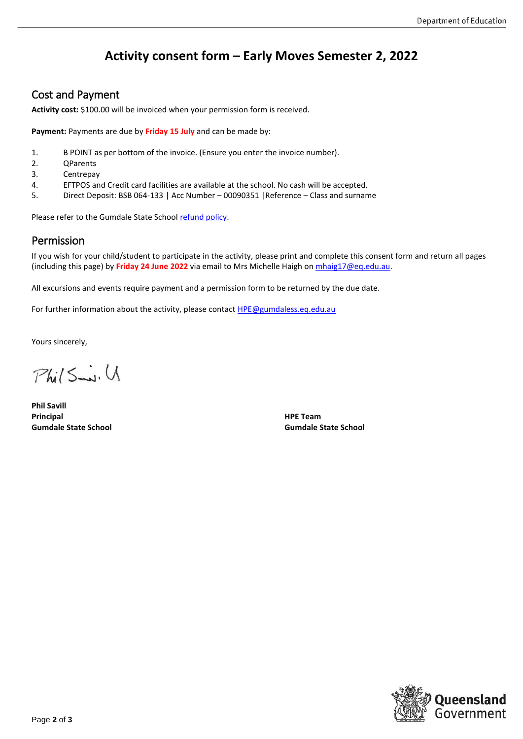# Activity consent form – Early Moves Semester 2, 2022

## Cost and Payment

**Activity cost:** $100.00 will be invoiced when your permission form is received.

**Payment:** Payments are due by **Friday 15 July** and can be made by:

1. B POINT as per bottom of the invoice. (Ensure you enter the invoice number).
2. QParents
3. Centrepay
4. EFTPOS and Credit card facilities are available at the school. No cash will be accepted.
5. Direct Deposit: BSB 064-133 | Acc Number – 00090351 |Reference – Class and surname

Please refer to the Gumdale State School [refund policy](refund policy).

## Permission

If you wish for your child/student to participate in the activity, please print and complete this consent form and return all pages (including this page) by **Friday 24 June 2022** via email to Mrs Michelle Haigh on [mhaig17@eq.edu.au](mailto:mhaig17@eq.edu.au).

All excursions and events require payment and a permission form to be returned by the due date.

For further information about the activity, please contact [HPE@gumdaless.eq.edu.au](mailto:HPE@gumdaless.eq.edu.au)

Yours sincerely,

**Phil Savill**
**Principal**
**Gumdale State School**

**HPE Team**
**Gumdale State School**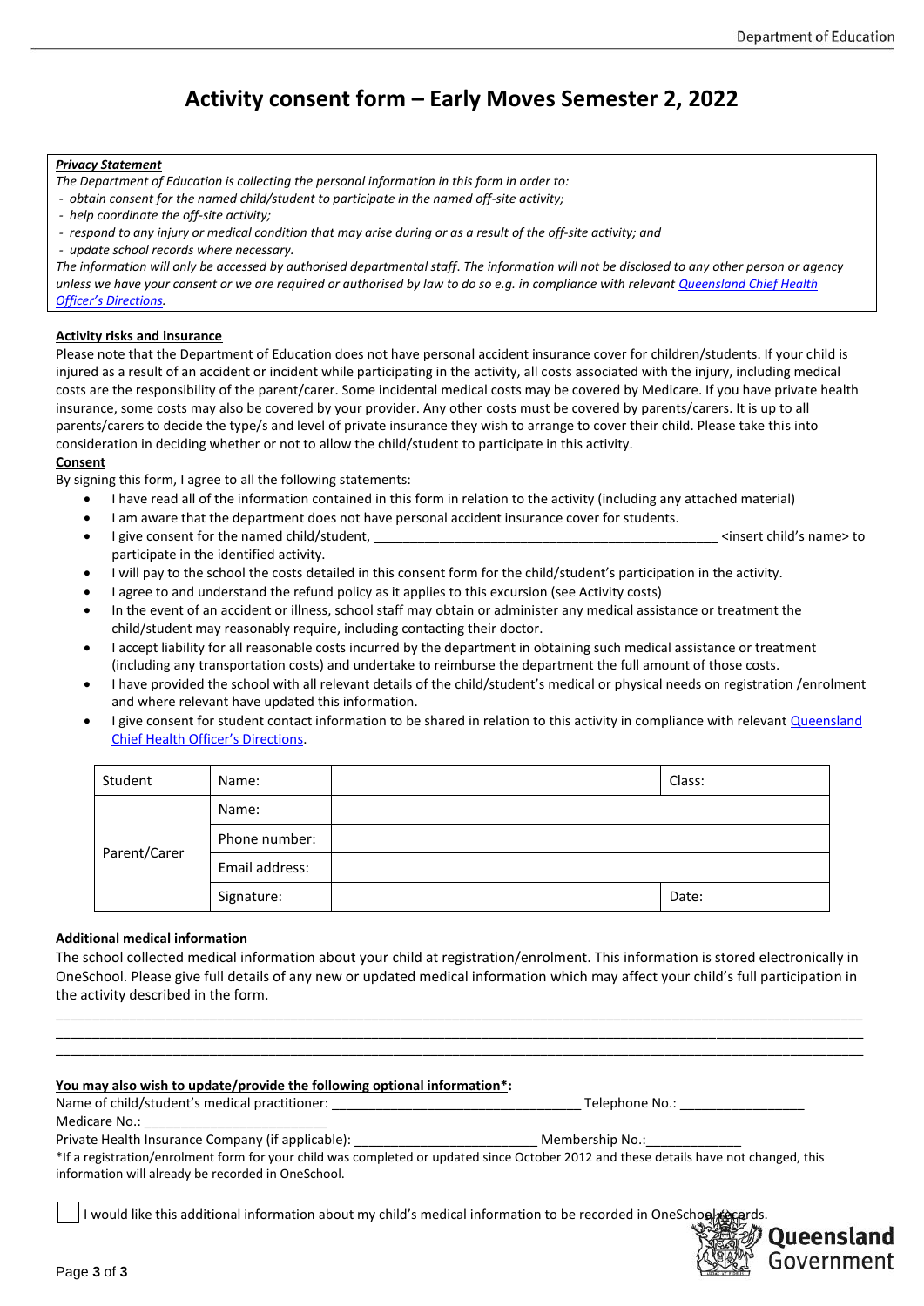# Activity consent form – Early Moves Semester 2, 2022

***Privacy Statement***

*The Department of Education is collecting the personal information in this form in order to:*

- *obtain consent for the named child/student to participate in the named off-site activity;*
- *help coordinate the off-site activity;*
- *respond to any injury or medical condition that may arise during or as a result of the off-site activity; and*
- *update school records where necessary.*

*The information will only be accessed by authorised departmental staff. The information will not be disclosed to any other person or agency unless we have your consent or we are required or authorised by law to do so e.g. in compliance with relevant [Queensland Chief Health Officer's Directions](#).*

**Activity risks and insurance**

Please note that the Department of Education does not have personal accident insurance cover for children/students. If your child is injured as a result of an accident or incident while participating in the activity, all costs associated with the injury, including medical costs are the responsibility of the parent/carer. Some incidental medical costs may be covered by Medicare. If you have private health insurance, some costs may also be covered by your provider. Any other costs must be covered by parents/carers. It is up to all parents/carers to decide the type/s and level of private insurance they wish to arrange to cover their child. Please take this into consideration in deciding whether or not to allow the child/student to participate in this activity.

**Consent**

By signing this form, I agree to all the following statements:

- I have read all of the information contained in this form in relation to the activity (including any attached material)
- I am aware that the department does not have personal accident insurance cover for students.
- I give consent for the named child/student, ______________________________________________ <insert child's name> to participate in the identified activity.
- I will pay to the school the costs detailed in this consent form for the child/student's participation in the activity.
- I agree to and understand the refund policy as it applies to this excursion (see Activity costs)
- In the event of an accident or illness, school staff may obtain or administer any medical assistance or treatment the child/student may reasonably require, including contacting their doctor.
- I accept liability for all reasonable costs incurred by the department in obtaining such medical assistance or treatment (including any transportation costs) and undertake to reimburse the department the full amount of those costs.
- I have provided the school with all relevant details of the child/student's medical or physical needs on registration /enrolment and where relevant have updated this information.
- I give consent for student contact information to be shared in relation to this activity in compliance with relevant [Queensland Chief Health Officer's Directions](#).

| | | | |
|---|---|---|---|
| Student | Name: | | Class: |
| Parent/Carer | Name: | | |
| | Phone number: | | |
| | Email address: | | |
| | Signature: | | Date: |

**Additional medical information**

The school collected medical information about your child at registration/enrolment. This information is stored electronically in OneSchool. Please give full details of any new or updated medical information which may affect your child's full participation in the activity described in the form.

______________________________________________________________________________________________

______________________________________________________________________________________________

______________________________________________________________________________________________

**You may also wish to update/provide the following optional information*:**

Name of child/student's medical practitioner: __________________________________ Telephone No.: _________________

Medicare No.: _________________________

Private Health Insurance Company (if applicable): _________________________ Membership No.:_____________

*If a registration/enrolment form for your child was completed or updated since October 2012 and these details have not changed, this information will already be recorded in OneSchool.

☐ I would like this additional information about my child's medical information to be recorded in OneSchool records.